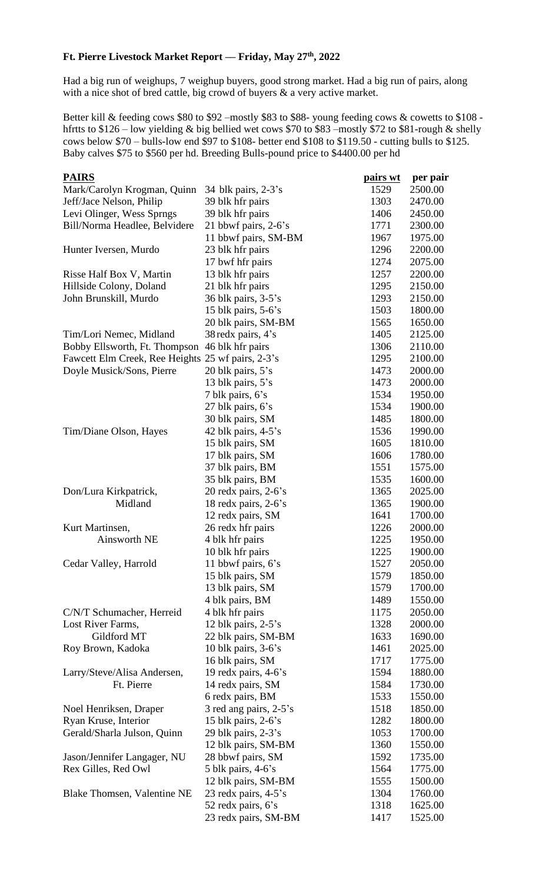**Ft. Pierre Livestock Market Report — Friday, May 27th, 2022**

Had a big run of weighups, 7 weighup buyers, good strong market. Had a big run of pairs, along with a nice shot of bred cattle, big crowd of buyers & a very active market.

Better kill & feeding cows $80 to $92 –mostly $83 to $88- young feeding cows & cowetts to $108 - hfrtts to $126 – low yielding & big bellied wet cows $70 to $83 –mostly $72 to $81-rough & shelly cows below $70 – bulls-low end $97 to $108- better end $108 to $119.50 - cutting bulls to $125. Baby calves $75 to $560 per hd. Breeding Bulls-pound price to $4400.00 per hd

| **PAIRS** | | **pairs wt** | **per pair** |
|---|---|---|---|
| Mark/Carolyn Krogman, Quinn | 34 blk pairs, 2-3's | 1529 | 2500.00 |
| Jeff/Jace Nelson, Philip | 39 blk hfr pairs | 1303 | 2470.00 |
| Levi Olinger, Wess Sprngs | 39 blk hfr pairs | 1406 | 2450.00 |
| Bill/Norma Headlee, Belvidere | 21 bbwf pairs, 2-6's | 1771 | 2300.00 |
| | 11 bbwf pairs, SM-BM | 1967 | 1975.00 |
| Hunter Iversen, Murdo | 23 blk hfr pairs | 1296 | 2200.00 |
| | 17 bwf hfr pairs | 1274 | 2075.00 |
| Risse Half Box V, Martin | 13 blk hfr pairs | 1257 | 2200.00 |
| Hillside Colony, Doland | 21 blk hfr pairs | 1295 | 2150.00 |
| John Brunskill, Murdo | 36 blk pairs, 3-5's | 1293 | 2150.00 |
| | 15 blk pairs, 5-6's | 1503 | 1800.00 |
| | 20 blk pairs, SM-BM | 1565 | 1650.00 |
| Tim/Lori Nemec, Midland | 38 redx pairs, 4's | 1405 | 2125.00 |
| Bobby Ellsworth, Ft. Thompson | 46 blk hfr pairs | 1306 | 2110.00 |
| Fawcett Elm Creek, Ree Heights | 25 wf pairs, 2-3's | 1295 | 2100.00 |
| Doyle Musick/Sons, Pierre | 20 blk pairs, 5's | 1473 | 2000.00 |
| | 13 blk pairs, 5's | 1473 | 2000.00 |
| | 7 blk pairs, 6's | 1534 | 1950.00 |
| | 27 blk pairs, 6's | 1534 | 1900.00 |
| | 30 blk pairs, SM | 1485 | 1800.00 |
| Tim/Diane Olson, Hayes | 42 blk pairs, 4-5's | 1536 | 1990.00 |
| | 15 blk pairs, SM | 1605 | 1810.00 |
| | 17 blk pairs, SM | 1606 | 1780.00 |
| | 37 blk pairs, BM | 1551 | 1575.00 |
| | 35 blk pairs, BM | 1535 | 1600.00 |
| Don/Lura Kirkpatrick, | 20 redx pairs, 2-6's | 1365 | 2025.00 |
| Midland | 18 redx pairs, 2-6's | 1365 | 1900.00 |
| | 12 redx pairs, SM | 1641 | 1700.00 |
| Kurt Martinsen, | 26 redx hfr pairs | 1226 | 2000.00 |
| Ainsworth NE | 4 blk hfr pairs | 1225 | 1950.00 |
| | 10 blk hfr pairs | 1225 | 1900.00 |
| Cedar Valley, Harrold | 11 bbwf pairs, 6's | 1527 | 2050.00 |
| | 15 blk pairs, SM | 1579 | 1850.00 |
| | 13 blk pairs, SM | 1579 | 1700.00 |
| | 4 blk pairs, BM | 1489 | 1550.00 |
| C/N/T Schumacher, Herreid | 4 blk hfr pairs | 1175 | 2050.00 |
| Lost River Farms, | 12 blk pairs, 2-5's | 1328 | 2000.00 |
| Gildford MT | 22 blk pairs, SM-BM | 1633 | 1690.00 |
| Roy Brown, Kadoka | 10 blk pairs, 3-6's | 1461 | 2025.00 |
| | 16 blk pairs, SM | 1717 | 1775.00 |
| Larry/Steve/Alisa Andersen, | 19 redx pairs, 4-6's | 1594 | 1880.00 |
| Ft. Pierre | 14 redx pairs, SM | 1584 | 1730.00 |
| | 6 redx pairs, BM | 1533 | 1550.00 |
| Noel Henriksen, Draper | 3 red ang pairs, 2-5's | 1518 | 1850.00 |
| Ryan Kruse, Interior | 15 blk pairs, 2-6's | 1282 | 1800.00 |
| Gerald/Sharla Julson, Quinn | 29 blk pairs, 2-3's | 1053 | 1700.00 |
| | 12 blk pairs, SM-BM | 1360 | 1550.00 |
| Jason/Jennifer Langager, NU | 28 bbwf pairs, SM | 1592 | 1735.00 |
| Rex Gilles, Red Owl | 5 blk pairs, 4-6's | 1564 | 1775.00 |
| | 12 blk pairs, SM-BM | 1555 | 1500.00 |
| Blake Thomsen, Valentine NE | 23 redx pairs, 4-5's | 1304 | 1760.00 |
| | 52 redx pairs, 6's | 1318 | 1625.00 |
| | 23 redx pairs, SM-BM | 1417 | 1525.00 |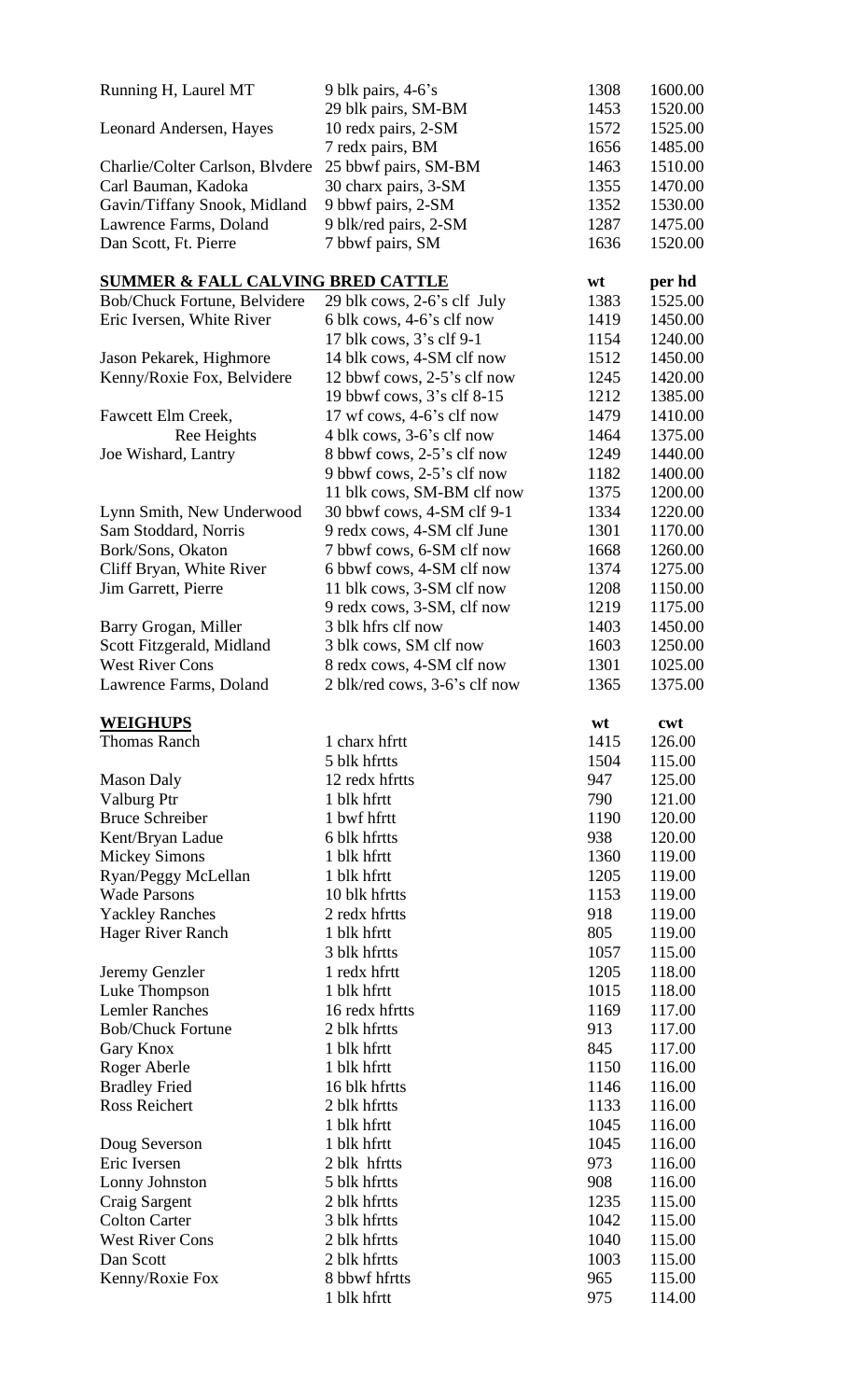| | | | |
|---|---|---|---|
| Running H, Laurel MT | 9 blk pairs, 4-6's | 1308 | 1600.00 |
| | 29 blk pairs, SM-BM | 1453 | 1520.00 |
| Leonard Andersen, Hayes | 10 redx pairs, 2-SM | 1572 | 1525.00 |
| | 7 redx pairs, BM | 1656 | 1485.00 |
| Charlie/Colter Carlson, Blvdere | 25 bbwf pairs, SM-BM | 1463 | 1510.00 |
| Carl Bauman, Kadoka | 30 charx pairs, 3-SM | 1355 | 1470.00 |
| Gavin/Tiffany Snook, Midland | 9 bbwf pairs, 2-SM | 1352 | 1530.00 |
| Lawrence Farms, Doland | 9 blk/red pairs, 2-SM | 1287 | 1475.00 |
| Dan Scott, Ft. Pierre | 7 bbwf pairs, SM | 1636 | 1520.00 |

| **SUMMER & FALL CALVING BRED CATTLE** | | wt | per hd |
|---|---|---|---|
| Bob/Chuck Fortune, Belvidere | 29 blk cows, 2-6's clf July | 1383 | 1525.00 |
| Eric Iversen, White River | 6 blk cows, 4-6's clf now | 1419 | 1450.00 |
| | 17 blk cows, 3's clf 9-1 | 1154 | 1240.00 |
| Jason Pekarek, Highmore | 14 blk cows, 4-SM clf now | 1512 | 1450.00 |
| Kenny/Roxie Fox, Belvidere | 12 bbwf cows, 2-5's clf now | 1245 | 1420.00 |
| | 19 bbwf cows, 3's clf 8-15 | 1212 | 1385.00 |
| Fawcett Elm Creek, Ree Heights | 17 wf cows, 4-6's clf now | 1479 | 1410.00 |
| | 4 blk cows, 3-6's clf now | 1464 | 1375.00 |
| Joe Wishard, Lantry | 8 bbwf cows, 2-5's clf now | 1249 | 1440.00 |
| | 9 bbwf cows, 2-5's clf now | 1182 | 1400.00 |
| | 11 blk cows, SM-BM clf now | 1375 | 1200.00 |
| Lynn Smith, New Underwood | 30 bbwf cows, 4-SM clf 9-1 | 1334 | 1220.00 |
| Sam Stoddard, Norris | 9 redx cows, 4-SM clf June | 1301 | 1170.00 |
| Bork/Sons, Okaton | 7 bbwf cows, 6-SM clf now | 1668 | 1260.00 |
| Cliff Bryan, White River | 6 bbwf cows, 4-SM clf now | 1374 | 1275.00 |
| Jim Garrett, Pierre | 11 blk cows, 3-SM clf now | 1208 | 1150.00 |
| | 9 redx cows, 3-SM, clf now | 1219 | 1175.00 |
| Barry Grogan, Miller | 3 blk hfrs clf now | 1403 | 1450.00 |
| Scott Fitzgerald, Midland | 3 blk cows, SM clf now | 1603 | 1250.00 |
| West River Cons | 8 redx cows, 4-SM clf now | 1301 | 1025.00 |
| Lawrence Farms, Doland | 2 blk/red cows, 3-6's clf now | 1365 | 1375.00 |

| **WEIGHUPS** | | wt | cwt |
|---|---|---|---|
| Thomas Ranch | 1 charx hfrtt | 1415 | 126.00 |
| | 5 blk hfrtts | 1504 | 115.00 |
| Mason Daly | 12 redx hfrtts | 947 | 125.00 |
| Valburg Ptr | 1 blk hfrtt | 790 | 121.00 |
| Bruce Schreiber | 1 bwf hfrtt | 1190 | 120.00 |
| Kent/Bryan Ladue | 6 blk hfrtts | 938 | 120.00 |
| Mickey Simons | 1 blk hfrtt | 1360 | 119.00 |
| Ryan/Peggy McLellan | 1 blk hfrtt | 1205 | 119.00 |
| Wade Parsons | 10 blk hfrtts | 1153 | 119.00 |
| Yackley Ranches | 2 redx hfrtts | 918 | 119.00 |
| Hager River Ranch | 1 blk hfrtt | 805 | 119.00 |
| | 3 blk hfrtts | 1057 | 115.00 |
| Jeremy Genzler | 1 redx hfrtt | 1205 | 118.00 |
| Luke Thompson | 1 blk hfrtt | 1015 | 118.00 |
| Lemler Ranches | 16 redx hfrtts | 1169 | 117.00 |
| Bob/Chuck Fortune | 2 blk hfrtts | 913 | 117.00 |
| Gary Knox | 1 blk hfrtt | 845 | 117.00 |
| Roger Aberle | 1 blk hfrtt | 1150 | 116.00 |
| Bradley Fried | 16 blk hfrtts | 1146 | 116.00 |
| Ross Reichert | 2 blk hfrtts | 1133 | 116.00 |
| | 1 blk hfrtt | 1045 | 116.00 |
| Doug Severson | 1 blk hfrtt | 1045 | 116.00 |
| Eric Iversen | 2 blk hfrtts | 973 | 116.00 |
| Lonny Johnston | 5 blk hfrtts | 908 | 116.00 |
| Craig Sargent | 2 blk hfrtts | 1235 | 115.00 |
| Colton Carter | 3 blk hfrtts | 1042 | 115.00 |
| West River Cons | 2 blk hfrtts | 1040 | 115.00 |
| Dan Scott | 2 blk hfrtts | 1003 | 115.00 |
| Kenny/Roxie Fox | 8 bbwf hfrtts | 965 | 115.00 |
| | 1 blk hfrtt | 975 | 114.00 |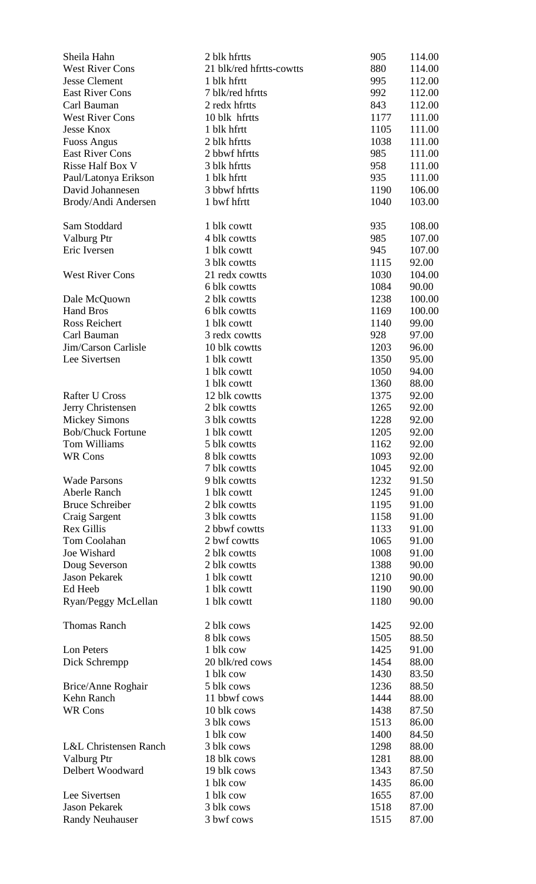| | | | |
|---|---|---|---|
| Sheila Hahn | 2 blk hfrtts | 905 | 114.00 |
| West River Cons | 21 blk/red hfrtts-cowtts | 880 | 114.00 |
| Jesse Clement | 1 blk hfrtt | 995 | 112.00 |
| East River Cons | 7 blk/red hfrtts | 992 | 112.00 |
| Carl Bauman | 2 redx hfrtts | 843 | 112.00 |
| West River Cons | 10 blk hfrtts | 1177 | 111.00 |
| Jesse Knox | 1 blk hfrtt | 1105 | 111.00 |
| Fuoss Angus | 2 blk hfrtts | 1038 | 111.00 |
| East River Cons | 2 bbwf hfrtts | 985 | 111.00 |
| Risse Half Box V | 3 blk hfrtts | 958 | 111.00 |
| Paul/Latonya Erikson | 1 blk hfrtt | 935 | 111.00 |
| David Johannesen | 3 bbwf hfrtts | 1190 | 106.00 |
| Brody/Andi Andersen | 1 bwf hfrtt | 1040 | 103.00 |
| | | | |
| Sam Stoddard | 1 blk cowtt | 935 | 108.00 |
| Valburg Ptr | 4 blk cowtts | 985 | 107.00 |
| Eric Iversen | 1 blk cowtt | 945 | 107.00 |
| | 3 blk cowtts | 1115 | 92.00 |
| West River Cons | 21 redx cowtts | 1030 | 104.00 |
| | 6 blk cowtts | 1084 | 90.00 |
| Dale McQuown | 2 blk cowtts | 1238 | 100.00 |
| Hand Bros | 6 blk cowtts | 1169 | 100.00 |
| Ross Reichert | 1 blk cowtt | 1140 | 99.00 |
| Carl Bauman | 3 redx cowtts | 928 | 97.00 |
| Jim/Carson Carlisle | 10 blk cowtts | 1203 | 96.00 |
| Lee Sivertsen | 1 blk cowtt | 1350 | 95.00 |
| | 1 blk cowtt | 1050 | 94.00 |
| | 1 blk cowtt | 1360 | 88.00 |
| Rafter U Cross | 12 blk cowtts | 1375 | 92.00 |
| Jerry Christensen | 2 blk cowtts | 1265 | 92.00 |
| Mickey Simons | 3 blk cowtts | 1228 | 92.00 |
| Bob/Chuck Fortune | 1 blk cowtt | 1205 | 92.00 |
| Tom Williams | 5 blk cowtts | 1162 | 92.00 |
| WR Cons | 8 blk cowtts | 1093 | 92.00 |
| | 7 blk cowtts | 1045 | 92.00 |
| Wade Parsons | 9 blk cowtts | 1232 | 91.50 |
| Aberle Ranch | 1 blk cowtt | 1245 | 91.00 |
| Bruce Schreiber | 2 blk cowtts | 1195 | 91.00 |
| Craig Sargent | 3 blk cowtts | 1158 | 91.00 |
| Rex Gillis | 2 bbwf cowtts | 1133 | 91.00 |
| Tom Coolahan | 2 bwf cowtts | 1065 | 91.00 |
| Joe Wishard | 2 blk cowtts | 1008 | 91.00 |
| Doug Severson | 2 blk cowtts | 1388 | 90.00 |
| Jason Pekarek | 1 blk cowtt | 1210 | 90.00 |
| Ed Heeb | 1 blk cowtt | 1190 | 90.00 |
| Ryan/Peggy McLellan | 1 blk cowtt | 1180 | 90.00 |
| | | | |
| Thomas Ranch | 2 blk cows | 1425 | 92.00 |
| | 8 blk cows | 1505 | 88.50 |
| Lon Peters | 1 blk cow | 1425 | 91.00 |
| Dick Schrempp | 20 blk/red cows | 1454 | 88.00 |
| | 1 blk cow | 1430 | 83.50 |
| Brice/Anne Roghair | 5 blk cows | 1236 | 88.50 |
| Kehn Ranch | 11 bbwf cows | 1444 | 88.00 |
| WR Cons | 10 blk cows | 1438 | 87.50 |
| | 3 blk cows | 1513 | 86.00 |
| | 1 blk cow | 1400 | 84.50 |
| L&L Christensen Ranch | 3 blk cows | 1298 | 88.00 |
| Valburg Ptr | 18 blk cows | 1281 | 88.00 |
| Delbert Woodward | 19 blk cows | 1343 | 87.50 |
| | 1 blk cow | 1435 | 86.00 |
| Lee Sivertsen | 1 blk cow | 1655 | 87.00 |
| Jason Pekarek | 3 blk cows | 1518 | 87.00 |
| Randy Neuhauser | 3 bwf cows | 1515 | 87.00 |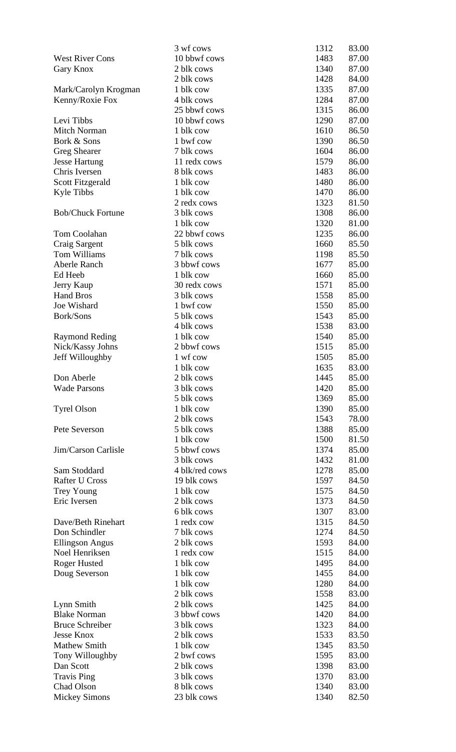| | | | |
|---|---|---|---|
| | 3 wf cows | 1312 | 83.00 |
| West River Cons | 10 bbwf cows | 1483 | 87.00 |
| Gary Knox | 2 blk cows | 1340 | 87.00 |
| | 2 blk cows | 1428 | 84.00 |
| Mark/Carolyn Krogman | 1 blk cow | 1335 | 87.00 |
| Kenny/Roxie Fox | 4 blk cows | 1284 | 87.00 |
| | 25 bbwf cows | 1315 | 86.00 |
| Levi Tibbs | 10 bbwf cows | 1290 | 87.00 |
| Mitch Norman | 1 blk cow | 1610 | 86.50 |
| Bork & Sons | 1 bwf cow | 1390 | 86.50 |
| Greg Shearer | 7 blk cows | 1604 | 86.00 |
| Jesse Hartung | 11 redx cows | 1579 | 86.00 |
| Chris Iversen | 8 blk cows | 1483 | 86.00 |
| Scott Fitzgerald | 1 blk cow | 1480 | 86.00 |
| Kyle Tibbs | 1 blk cow | 1470 | 86.00 |
| | 2 redx cows | 1323 | 81.50 |
| Bob/Chuck Fortune | 3 blk cows | 1308 | 86.00 |
| | 1 blk cow | 1320 | 81.00 |
| Tom Coolahan | 22 bbwf cows | 1235 | 86.00 |
| Craig Sargent | 5 blk cows | 1660 | 85.50 |
| Tom Williams | 7 blk cows | 1198 | 85.50 |
| Aberle Ranch | 3 bbwf cows | 1677 | 85.00 |
| Ed Heeb | 1 blk cow | 1660 | 85.00 |
| Jerry Kaup | 30 redx cows | 1571 | 85.00 |
| Hand Bros | 3 blk cows | 1558 | 85.00 |
| Joe Wishard | 1 bwf cow | 1550 | 85.00 |
| Bork/Sons | 5 blk cows | 1543 | 85.00 |
| | 4 blk cows | 1538 | 83.00 |
| Raymond Reding | 1 blk cow | 1540 | 85.00 |
| Nick/Kassy Johns | 2 bbwf cows | 1515 | 85.00 |
| Jeff Willoughby | 1 wf cow | 1505 | 85.00 |
| | 1 blk cow | 1635 | 83.00 |
| Don Aberle | 2 blk cows | 1445 | 85.00 |
| Wade Parsons | 3 blk cows | 1420 | 85.00 |
| | 5 blk cows | 1369 | 85.00 |
| Tyrel Olson | 1 blk cow | 1390 | 85.00 |
| | 2 blk cows | 1543 | 78.00 |
| Pete Severson | 5 blk cows | 1388 | 85.00 |
| | 1 blk cow | 1500 | 81.50 |
| Jim/Carson Carlisle | 5 bbwf cows | 1374 | 85.00 |
| | 3 blk cows | 1432 | 81.00 |
| Sam Stoddard | 4 blk/red cows | 1278 | 85.00 |
| Rafter U Cross | 19 blk cows | 1597 | 84.50 |
| Trey Young | 1 blk cow | 1575 | 84.50 |
| Eric Iversen | 2 blk cows | 1373 | 84.50 |
| | 6 blk cows | 1307 | 83.00 |
| Dave/Beth Rinehart | 1 redx cow | 1315 | 84.50 |
| Don Schindler | 7 blk cows | 1274 | 84.50 |
| Ellingson Angus | 2 blk cows | 1593 | 84.00 |
| Noel Henriksen | 1 redx cow | 1515 | 84.00 |
| Roger Husted | 1 blk cow | 1495 | 84.00 |
| Doug Severson | 1 blk cow | 1455 | 84.00 |
| | 1 blk cow | 1280 | 84.00 |
| | 2 blk cows | 1558 | 83.00 |
| Lynn Smith | 2 blk cows | 1425 | 84.00 |
| Blake Norman | 3 bbwf cows | 1420 | 84.00 |
| Bruce Schreiber | 3 blk cows | 1323 | 84.00 |
| Jesse Knox | 2 blk cows | 1533 | 83.50 |
| Mathew Smith | 1 blk cow | 1345 | 83.50 |
| Tony Willoughby | 2 bwf cows | 1595 | 83.00 |
| Dan Scott | 2 blk cows | 1398 | 83.00 |
| Travis Ping | 3 blk cows | 1370 | 83.00 |
| Chad Olson | 8 blk cows | 1340 | 83.00 |
| Mickey Simons | 23 blk cows | 1340 | 82.50 |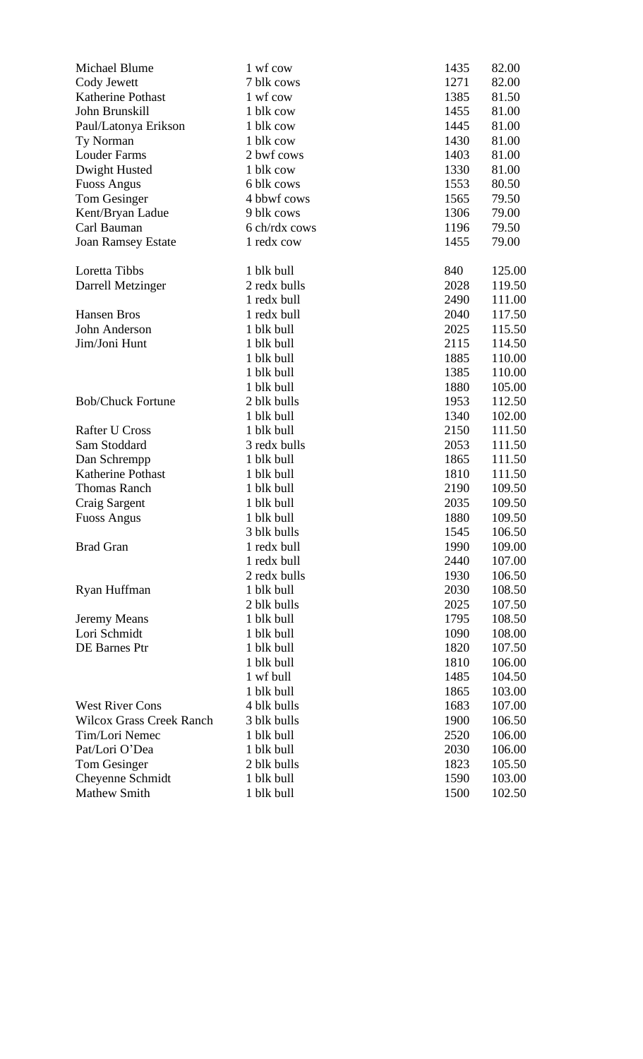| | | | |
|---|---|---|---|
| Michael Blume | 1 wf cow | 1435 | 82.00 |
| Cody Jewett | 7 blk cows | 1271 | 82.00 |
| Katherine Pothast | 1 wf cow | 1385 | 81.50 |
| John Brunskill | 1 blk cow | 1455 | 81.00 |
| Paul/Latonya Erikson | 1 blk cow | 1445 | 81.00 |
| Ty Norman | 1 blk cow | 1430 | 81.00 |
| Louder Farms | 2 bwf cows | 1403 | 81.00 |
| Dwight Husted | 1 blk cow | 1330 | 81.00 |
| Fuoss Angus | 6 blk cows | 1553 | 80.50 |
| Tom Gesinger | 4 bbwf cows | 1565 | 79.50 |
| Kent/Bryan Ladue | 9 blk cows | 1306 | 79.00 |
| Carl Bauman | 6 ch/rdx cows | 1196 | 79.50 |
| Joan Ramsey Estate | 1 redx cow | 1455 | 79.00 |
| | | | |
| Loretta Tibbs | 1 blk bull | 840 | 125.00 |
| Darrell Metzinger | 2 redx bulls | 2028 | 119.50 |
| | 1 redx bull | 2490 | 111.00 |
| Hansen Bros | 1 redx bull | 2040 | 117.50 |
| John Anderson | 1 blk bull | 2025 | 115.50 |
| Jim/Joni Hunt | 1 blk bull | 2115 | 114.50 |
| | 1 blk bull | 1885 | 110.00 |
| | 1 blk bull | 1385 | 110.00 |
| | 1 blk bull | 1880 | 105.00 |
| Bob/Chuck Fortune | 2 blk bulls | 1953 | 112.50 |
| | 1 blk bull | 1340 | 102.00 |
| Rafter U Cross | 1 blk bull | 2150 | 111.50 |
| Sam Stoddard | 3 redx bulls | 2053 | 111.50 |
| Dan Schrempp | 1 blk bull | 1865 | 111.50 |
| Katherine Pothast | 1 blk bull | 1810 | 111.50 |
| Thomas Ranch | 1 blk bull | 2190 | 109.50 |
| Craig Sargent | 1 blk bull | 2035 | 109.50 |
| Fuoss Angus | 1 blk bull | 1880 | 109.50 |
| | 3 blk bulls | 1545 | 106.50 |
| Brad Gran | 1 redx bull | 1990 | 109.00 |
| | 1 redx bull | 2440 | 107.00 |
| | 2 redx bulls | 1930 | 106.50 |
| Ryan Huffman | 1 blk bull | 2030 | 108.50 |
| | 2 blk bulls | 2025 | 107.50 |
| Jeremy Means | 1 blk bull | 1795 | 108.50 |
| Lori Schmidt | 1 blk bull | 1090 | 108.00 |
| DE Barnes Ptr | 1 blk bull | 1820 | 107.50 |
| | 1 blk bull | 1810 | 106.00 |
| | 1 wf bull | 1485 | 104.50 |
| | 1 blk bull | 1865 | 103.00 |
| West River Cons | 4 blk bulls | 1683 | 107.00 |
| Wilcox Grass Creek Ranch | 3 blk bulls | 1900 | 106.50 |
| Tim/Lori Nemec | 1 blk bull | 2520 | 106.00 |
| Pat/Lori O'Dea | 1 blk bull | 2030 | 106.00 |
| Tom Gesinger | 2 blk bulls | 1823 | 105.50 |
| Cheyenne Schmidt | 1 blk bull | 1590 | 103.00 |
| Mathew Smith | 1 blk bull | 1500 | 102.50 |